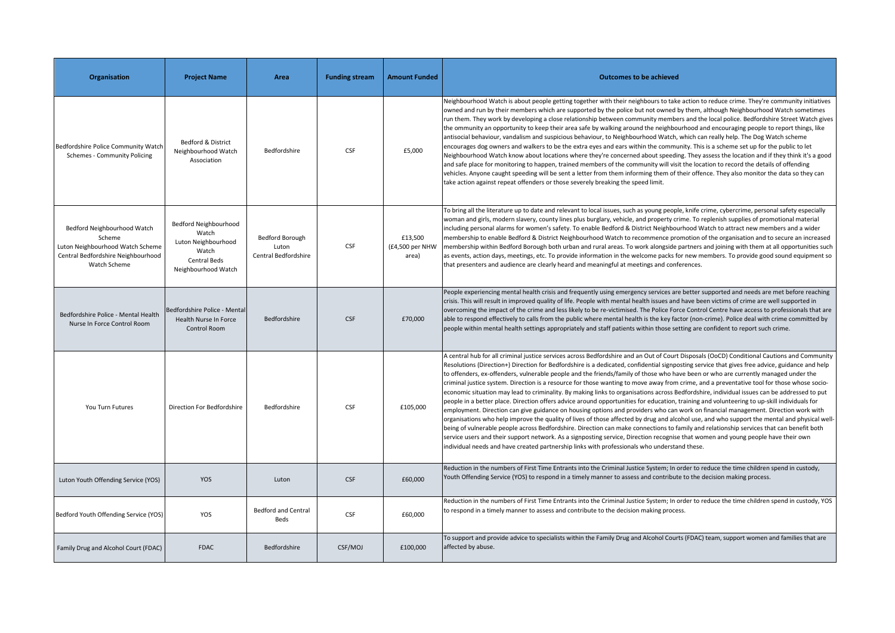| Organisation | Project Name | Area | Funding stream | Amount Funded | Outcomes to be achieved |
|---|---|---|---|---|---|
| Bedfordshire Police Community Watch Schemes - Community Policing | Bedford & District Neighbourhood Watch Association | Bedfordshire | CSF | £5,000 | Neighbourhood Watch is about people getting together with their neighbours to take action to reduce crime. They're community initiatives owned and run by their members which are supported by the police but not owned by them, although Neighbourhood Watch sometimes run them. They work by developing a close relationship between community members and the local police. Bedfordshire Street Watch gives the ommunity an opportunity to keep their area safe by walking around the neighbourhood and encouraging people to report things, like antisocial behaviour, vandalism and suspicious behaviour, to Neighbourhood Watch, which can really help. The Dog Watch scheme encourages dog owners and walkers to be the extra eyes and ears within the community. This is a scheme set up for the public to let Neighbourhood Watch know about locations where they're concerned about speeding. They assess the location and if they think it's a good and safe place for monitoring to happen, trained members of the community will visit the location to record the details of offending vehicles. Anyone caught speeding will be sent a letter from them informing them of their offence. They also monitor the data so they can take action against repeat offenders or those severely breaking the speed limit. |
| Bedford Neighbourhood Watch Scheme<br>Luton Neighbourhood Watch Scheme<br>Central Bedfordshire Neighbourhood Watch Scheme | Bedford Neighbourhood Watch<br>Luton Neighbourhood Watch<br>Central Beds Neighbourhood Watch | Bedford Borough<br>Luton<br>Central Bedfordshire | CSF | £13,500 (£4,500 per NHW area) | To bring all the literature up to date and relevant to local issues, such as young people, knife crime, cybercrime, personal safety especially woman and girls, modern slavery, county lines plus burglary, vehicle, and property crime. To replenish supplies of promotional material including personal alarms for women's safety. To enable Bedford & District Neighbourhood Watch to attract new members and a wider membership to enable Bedford & District Neighbourhood Watch to recommence promotion of the organisation and to secure an increased membership within Bedford Borough both urban and rural areas. To work alongside partners and joining with them at all opportunities such as events, action days, meetings, etc. To provide information in the welcome packs for new members. To provide good sound equipment so that presenters and audience are clearly heard and meaningful at meetings and conferences. |
| Bedfordshire Police - Mental Health Nurse In Force Control Room | Bedfordshire Police - Mental Health Nurse In Force Control Room | Bedfordshire | CSF | £70,000 | People experiencing mental health crisis and frequently using emergency services are better supported and needs are met before reaching crisis. This will result in improved quality of life. People with mental health issues and have been victims of crime are well supported in overcoming the impact of the crime and less likely to be re-victimised. The Police Force Control Centre have access to professionals that are able to respond effectively to calls from the public where mental health is the key factor (non-crime). Police deal with crime committed by people within mental health settings appropriately and staff patients within those setting are confident to report such crime. |
| You Turn Futures | Direction For Bedfordshire | Bedfordshire | CSF | £105,000 | A central hub for all criminal justice services across Bedfordshire and an Out of Court Disposals (OoCD) Conditional Cautions and Community Resolutions (Direction+) Direction for Bedfordshire is a dedicated, confidential signposting service that gives free advice, guidance and help to offenders, ex-offenders, vulnerable people and the friends/family of those who have been or who are currently managed under the criminal justice system. Direction is a resource for those wanting to move away from crime, and a preventative tool for those whose socio-economic situation may lead to criminality. By making links to organisations across Bedfordshire, individual issues can be addressed to put people in a better place. Direction offers advice around opportunities for education, training and volunteering to up-skill individuals for employment. Direction can give guidance on housing options and providers who can work on financial management. Direction work with organisations who help improve the quality of lives of those affected by drug and alcohol use, and who support the mental and physical well-being of vulnerable people across Bedfordshire. Direction can make connections to family and relationship services that can benefit both service users and their support network. As a signposting service, Direction recognise that women and young people have their own individual needs and have created partnership links with professionals who understand these. |
| Luton Youth Offending Service (YOS) | YOS | Luton | CSF | £60,000 | Reduction in the numbers of First Time Entrants into the Criminal Justice System; In order to reduce the time children spend in custody, Youth Offending Service (YOS) to respond in a timely manner to assess and contribute to the decision making process. |
| Bedford Youth Offending Service (YOS) | YOS | Bedford and Central Beds | CSF | £60,000 | Reduction in the numbers of First Time Entrants into the Criminal Justice System; In order to reduce the time children spend in custody, YOS to respond in a timely manner to assess and contribute to the decision making process. |
| Family Drug and Alcohol Court (FDAC) | FDAC | Bedfordshire | CSF/MOJ | £100,000 | To support and provide advice to specialists within the Family Drug and Alcohol Courts (FDAC) team, support women and families that are affected by abuse. |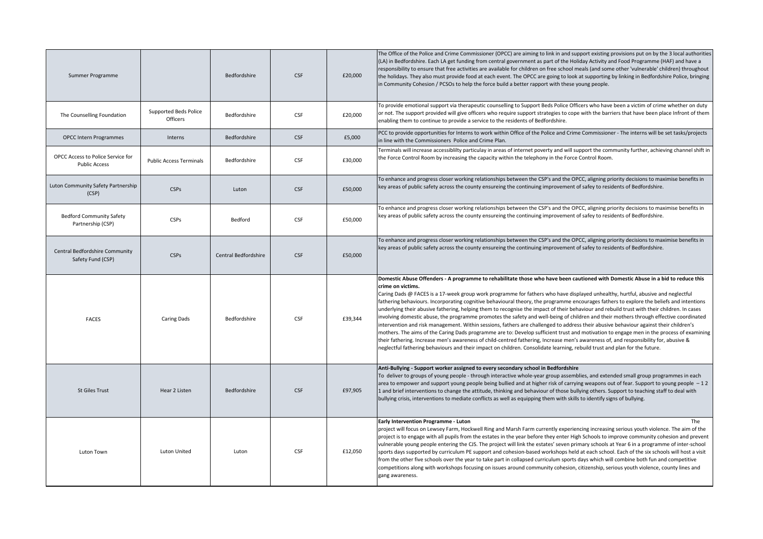| | | | | | |
|---|---|---|---|---|---|
| Summer Programme | | Bedfordshire | CSF | £20,000 | The Office of the Police and Crime Commissioner (OPCC) are aiming to link in and support existing provisions put on by the 3 local authorities (LA) in Bedfordshire. Each LA get funding from central government as part of the Holiday Activity and Food Programme (HAF) and have a responsibility to ensure that free activities are available for children on free school meals (and some other 'vulnerable' children) throughout the holidays. They also must provide food at each event. The OPCC are going to look at supporting by linking in Bedfordshire Police, bringing in Community Cohesion / PCSOs to help the force build a better rapport with these young people. |
| The Counselling Foundation | Supported Beds Police Officers | Bedfordshire | CSF | £20,000 | To provide emotional support via therapeutic counselling to Support Beds Police Officers who have been a victim of crime whether on duty or not. The support provided will give officers who require support strategies to cope with the barriers that have been place Infront of them enabling them to continue to provide a service to the residents of Bedfordshire. |
| OPCC Intern Programmes | Interns | Bedfordshire | CSF | £5,000 | PCC to provide opportunities for Interns to work within Office of the Police and Crime Commissioner - The interns will be set tasks/projects in line with the Commissioners Police and Crime Plan. |
| OPCC Access to Police Service for Public Access | Public Access Terminals | Bedfordshire | CSF | £30,000 | Terminals will increase accessiblilty particulay in areas of internet poverty and will support the community further, achieving channel shift in the Force Control Room by increasing the capacity within the telephony in the Force Control Room. |
| Luton Community Safety Partnership (CSP) | CSPs | Luton | CSF | £50,000 | To enhance and progress closer working relationships between the CSP's and the OPCC, aligning priority decisions to maximise benefits in key areas of public safety across the county ensureing the continuing improvement of safey to residents of Bedfordshire. |
| Bedford Community Safety Partnership (CSP) | CSPs | Bedford | CSF | £50,000 | To enhance and progress closer working relationships between the CSP's and the OPCC, aligning priority decisions to maximise benefits in key areas of public safety across the county ensureing the continuing improvement of safey to residents of Bedfordshire. |
| Central Bedfordshire Community Safety Fund (CSP) | CSPs | Central Bedfordshire | CSF | £50,000 | To enhance and progress closer working relationships between the CSP's and the OPCC, aligning priority decisions to maximise benefits in key areas of public safety across the county ensureing the continuing improvement of safey to residents of Bedfordshire. |
| FACES | Caring Dads | Bedfordshire | CSF | £39,344 | **Domestic Abuse Offenders - A programme to rehabilitate those who have been cautioned with Domestic Abuse in a bid to reduce this crime on victims.** Caring Dads @ FACES is a 17-week group work programme for fathers who have displayed unhealthy, hurtful, abusive and neglectful fathering behaviours. Incorporating cognitive behavioural theory, the programme encourages fathers to explore the beliefs and intentions underlying their abusive fathering, helping them to recognise the impact of their behaviour and rebuild trust with their children. In cases involving domestic abuse, the programme promotes the safety and well-being of children and their mothers through effective coordinated intervention and risk management. Within sessions, fathers are challenged to address their abusive behaviour against their children's mothers. The aims of the Caring Dads programme are to: Develop sufficient trust and motivation to engage men in the process of examining their fathering. Increase men's awareness of child-centred fathering, Increase men's awareness of, and responsibility for, abusive & neglectful fathering behaviours and their impact on children. Consolidate learning, rebuild trust and plan for the future. |
| St Giles Trust | Hear 2 Listen | Bedfordshire | CSF | £97,905 | **Anti-Bullying - Support worker assigned to every secondary school in Bedfordshire** To deliver to groups of young people - through interactive whole-year group assemblies, and extended small group programmes in each area to empower and support young people being bullied and at higher risk of carrying weapons out of fear. Support to young people – 1 2 1 and brief interventions to change the attitude, thinking and behaviour of those bullying others. Support to teaching staff to deal with bullying crisis, interventions to mediate conflicts as well as equipping them with skills to identify signs of bullying. |
| Luton Town | Luton United | Luton | CSF | £12,050 | **Early Intervention Programme - Luton** The project will focus on Lewsey Farm, Hockwell Ring and Marsh Farm currently experiencing increasing serious youth violence. The aim of the project is to engage with all pupils from the estates in the year before they enter High Schools to improve community cohesion and prevent vulnerable young people entering the CJS. The project will link the estates' seven primary schools at Year 6 in a programme of inter-school sports days supported by curriculum PE support and cohesion-based workshops held at each school. Each of the six schools will host a visit from the other five schools over the year to take part in collapsed curriculum sports days which will combine both fun and competitive competitions along with workshops focusing on issues around community cohesion, citizenship, serious youth violence, county lines and gang awareness. |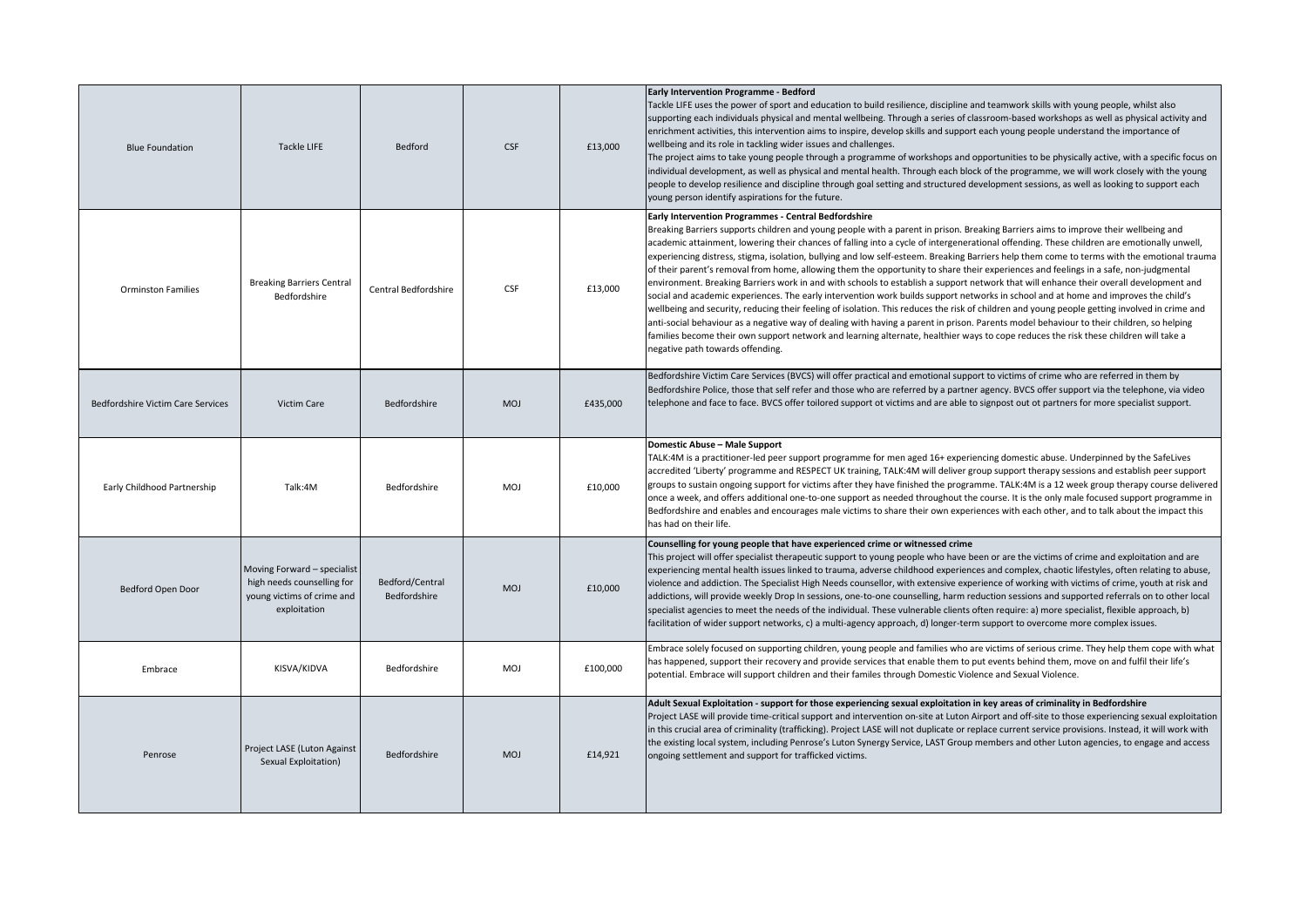| | | | | | |
|---|---|---|---|---|---|
| Blue Foundation | Tackle LIFE | Bedford | CSF | £13,000 | **Early Intervention Programme - Bedford**<br>Tackle LIFE uses the power of sport and education to build resilience, discipline and teamwork skills with young people, whilst also supporting each individuals physical and mental wellbeing. Through a series of classroom-based workshops as well as physical activity and enrichment activities, this intervention aims to inspire, develop skills and support each young people understand the importance of wellbeing and its role in tackling wider issues and challenges.<br>The project aims to take young people through a programme of workshops and opportunities to be physically active, with a specific focus on individual development, as well as physical and mental health. Through each block of the programme, we will work closely with the young people to develop resilience and discipline through goal setting and structured development sessions, as well as looking to support each young person identify aspirations for the future. |
| Orminston Families | Breaking Barriers Central Bedfordshire | Central Bedfordshire | CSF | £13,000 | **Early Intervention Programmes - Central Bedfordshire**<br>Breaking Barriers supports children and young people with a parent in prison. Breaking Barriers aims to improve their wellbeing and academic attainment, lowering their chances of falling into a cycle of intergenerational offending. These children are emotionally unwell, experiencing distress, stigma, isolation, bullying and low self-esteem. Breaking Barriers help them come to terms with the emotional trauma of their parent's removal from home, allowing them the opportunity to share their experiences and feelings in a safe, non-judgmental environment. Breaking Barriers work in and with schools to establish a support network that will enhance their overall development and social and academic experiences. The early intervention work builds support networks in school and at home and improves the child's wellbeing and security, reducing their feeling of isolation. This reduces the risk of children and young people getting involved in crime and anti-social behaviour as a negative way of dealing with having a parent in prison. Parents model behaviour to their children, so helping families become their own support network and learning alternate, healthier ways to cope reduces the risk these children will take a negative path towards offending. |
| Bedfordshire Victim Care Services | Victim Care | Bedfordshire | MOJ | £435,000 | Bedfordshire Victim Care Services (BVCS) will offer practical and emotional support to victims of crime who are referred in them by Bedfordshire Police, those that self refer and those who are referred by a partner agency. BVCS offer support via the telephone, via video telephone and face to face. BVCS offer toilored support ot victims and are able to signpost out ot partners for more specialist support. |
| Early Childhood Partnership | Talk:4M | Bedfordshire | MOJ | £10,000 | **Domestic Abuse – Male Support**<br>TALK:4M is a practitioner-led peer support programme for men aged 16+ experiencing domestic abuse. Underpinned by the SafeLives accredited 'Liberty' programme and RESPECT UK training, TALK:4M will deliver group support therapy sessions and establish peer support groups to sustain ongoing support for victims after they have finished the programme. TALK:4M is a 12 week group therapy course delivered once a week, and offers additional one-to-one support as needed throughout the course. It is the only male focused support programme in Bedfordshire and enables and encourages male victims to share their own experiences with each other, and to talk about the impact this has had on their life. |
| Bedford Open Door | Moving Forward – specialist high needs counselling for young victims of crime and exploitation | Bedford/Central Bedfordshire | MOJ | £10,000 | **Counselling for young people that have experienced crime or witnessed crime**<br>This project will offer specialist therapeutic support to young people who have been or are the victims of crime and exploitation and are experiencing mental health issues linked to trauma, adverse childhood experiences and complex, chaotic lifestyles, often relating to abuse, violence and addiction. The Specialist High Needs counsellor, with extensive experience of working with victims of crime, youth at risk and addictions, will provide weekly Drop In sessions, one-to-one counselling, harm reduction sessions and supported referrals on to other local specialist agencies to meet the needs of the individual. These vulnerable clients often require: a) more specialist, flexible approach, b) facilitation of wider support networks, c) a multi-agency approach, d) longer-term support to overcome more complex issues. |
| Embrace | KISVA/KIDVA | Bedfordshire | MOJ | £100,000 | Embrace solely focused on supporting children, young people and families who are victims of serious crime. They help them cope with what has happened, support their recovery and provide services that enable them to put events behind them, move on and fulfil their life's potential. Embrace will support children and their familes through Domestic Violence and Sexual Violence. |
| Penrose | Project LASE (Luton Against Sexual Exploitation) | Bedfordshire | MOJ | £14,921 | **Adult Sexual Exploitation - support for those experiencing sexual exploitation in key areas of criminality in Bedfordshire**<br>Project LASE will provide time-critical support and intervention on-site at Luton Airport and off-site to those experiencing sexual exploitation in this crucial area of criminality (trafficking). Project LASE will not duplicate or replace current service provisions. Instead, it will work with the existing local system, including Penrose's Luton Synergy Service, LAST Group members and other Luton agencies, to engage and access ongoing settlement and support for trafficked victims. |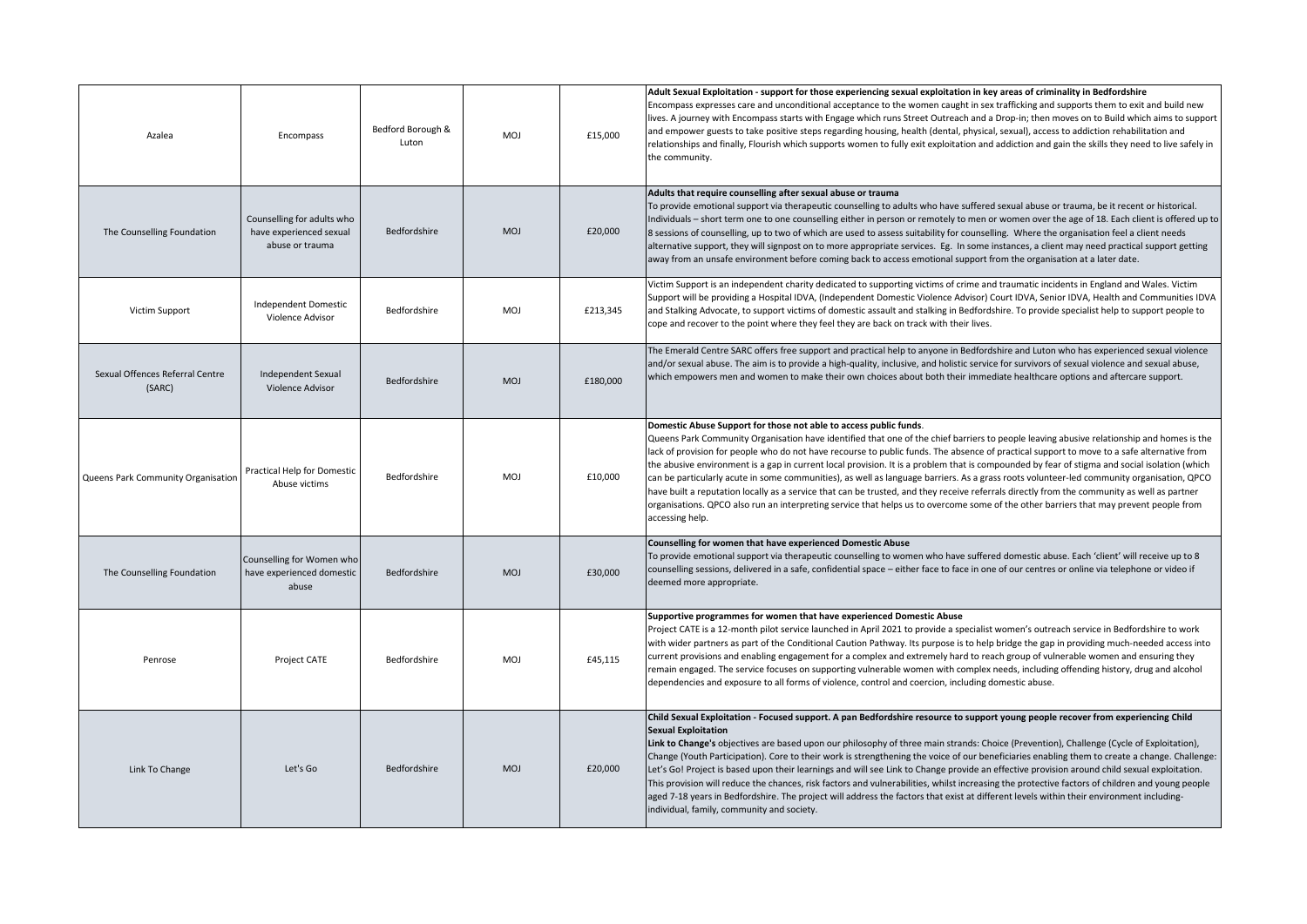| | | | | | |
|---|---|---|---|---|---|
| Azalea | Encompass | Bedford Borough & Luton | MOJ | £15,000 | **Adult Sexual Exploitation - support for those experiencing sexual exploitation in key areas of criminality in Bedfordshire**<br>Encompass expresses care and unconditional acceptance to the women caught in sex trafficking and supports them to exit and build new lives. A journey with Encompass starts with Engage which runs Street Outreach and a Drop-in; then moves on to Build which aims to support and empower guests to take positive steps regarding housing, health (dental, physical, sexual), access to addiction rehabilitation and relationships and finally, Flourish which supports women to fully exit exploitation and addiction and gain the skills they need to live safely in the community. |
| The Counselling Foundation | Counselling for adults who have experienced sexual abuse or trauma | Bedfordshire | MOJ | £20,000 | **Adults that require counselling after sexual abuse or trauma**<br>To provide emotional support via therapeutic counselling to adults who have suffered sexual abuse or trauma, be it recent or historical. Individuals – short term one to one counselling either in person or remotely to men or women over the age of 18. Each client is offered up to 8 sessions of counselling, up to two of which are used to assess suitability for counselling. Where the organisation feel a client needs alternative support, they will signpost on to more appropriate services. Eg. In some instances, a client may need practical support getting away from an unsafe environment before coming back to access emotional support from the organisation at a later date. |
| Victim Support | Independent Domestic Violence Advisor | Bedfordshire | MOJ | £213,345 | Victim Support is an independent charity dedicated to supporting victims of crime and traumatic incidents in England and Wales. Victim Support will be providing a Hospital IDVA, (Independent Domestic Violence Advisor) Court IDVA, Senior IDVA, Health and Communities IDVA and Stalking Advocate, to support victims of domestic assault and stalking in Bedfordshire. To provide specialist help to support people to cope and recover to the point where they feel they are back on track with their lives. |
| Sexual Offences Referral Centre (SARC) | Independent Sexual Violence Advisor | Bedfordshire | MOJ | £180,000 | The Emerald Centre SARC offers free support and practical help to anyone in Bedfordshire and Luton who has experienced sexual violence and/or sexual abuse. The aim is to provide a high-quality, inclusive, and holistic service for survivors of sexual violence and sexual abuse, which empowers men and women to make their own choices about both their immediate healthcare options and aftercare support. |
| Queens Park Community Organisation | Practical Help for Domestic Abuse victims | Bedfordshire | MOJ | £10,000 | **Domestic Abuse Support for those not able to access public funds**.<br>Queens Park Community Organisation have identified that one of the chief barriers to people leaving abusive relationship and homes is the lack of provision for people who do not have recourse to public funds. The absence of practical support to move to a safe alternative from the abusive environment is a gap in current local provision. It is a problem that is compounded by fear of stigma and social isolation (which can be particularly acute in some communities), as well as language barriers. As a grass roots volunteer-led community organisation, QPCO have built a reputation locally as a service that can be trusted, and they receive referrals directly from the community as well as partner organisations. QPCO also run an interpreting service that helps us to overcome some of the other barriers that may prevent people from accessing help. |
| The Counselling Foundation | Counselling for Women who have experienced domestic abuse | Bedfordshire | MOJ | £30,000 | **Counselling for women that have experienced Domestic Abuse**<br>To provide emotional support via therapeutic counselling to women who have suffered domestic abuse. Each 'client' will receive up to 8 counselling sessions, delivered in a safe, confidential space – either face to face in one of our centres or online via telephone or video if deemed more appropriate. |
| Penrose | Project CATE | Bedfordshire | MOJ | £45,115 | **Supportive programmes for women that have experienced Domestic Abuse**<br>Project CATE is a 12-month pilot service launched in April 2021 to provide a specialist women's outreach service in Bedfordshire to work with wider partners as part of the Conditional Caution Pathway. Its purpose is to help bridge the gap in providing much-needed access into current provisions and enabling engagement for a complex and extremely hard to reach group of vulnerable women and ensuring they remain engaged. The service focuses on supporting vulnerable women with complex needs, including offending history, drug and alcohol dependencies and exposure to all forms of violence, control and coercion, including domestic abuse. |
| Link To Change | Let's Go | Bedfordshire | MOJ | £20,000 | **Child Sexual Exploitation - Focused support. A pan Bedfordshire resource to support young people recover from experiencing Child Sexual Exploitation**<br>**Link to Change's** objectives are based upon our philosophy of three main strands: Choice (Prevention), Challenge (Cycle of Exploitation), Change (Youth Participation). Core to their work is strengthening the voice of our beneficiaries enabling them to create a change. Challenge: Let's Go! Project is based upon their learnings and will see Link to Change provide an effective provision around child sexual exploitation. This provision will reduce the chances, risk factors and vulnerabilities, whilst increasing the protective factors of children and young people aged 7-18 years in Bedfordshire. The project will address the factors that exist at different levels within their environment including- individual, family, community and society. |